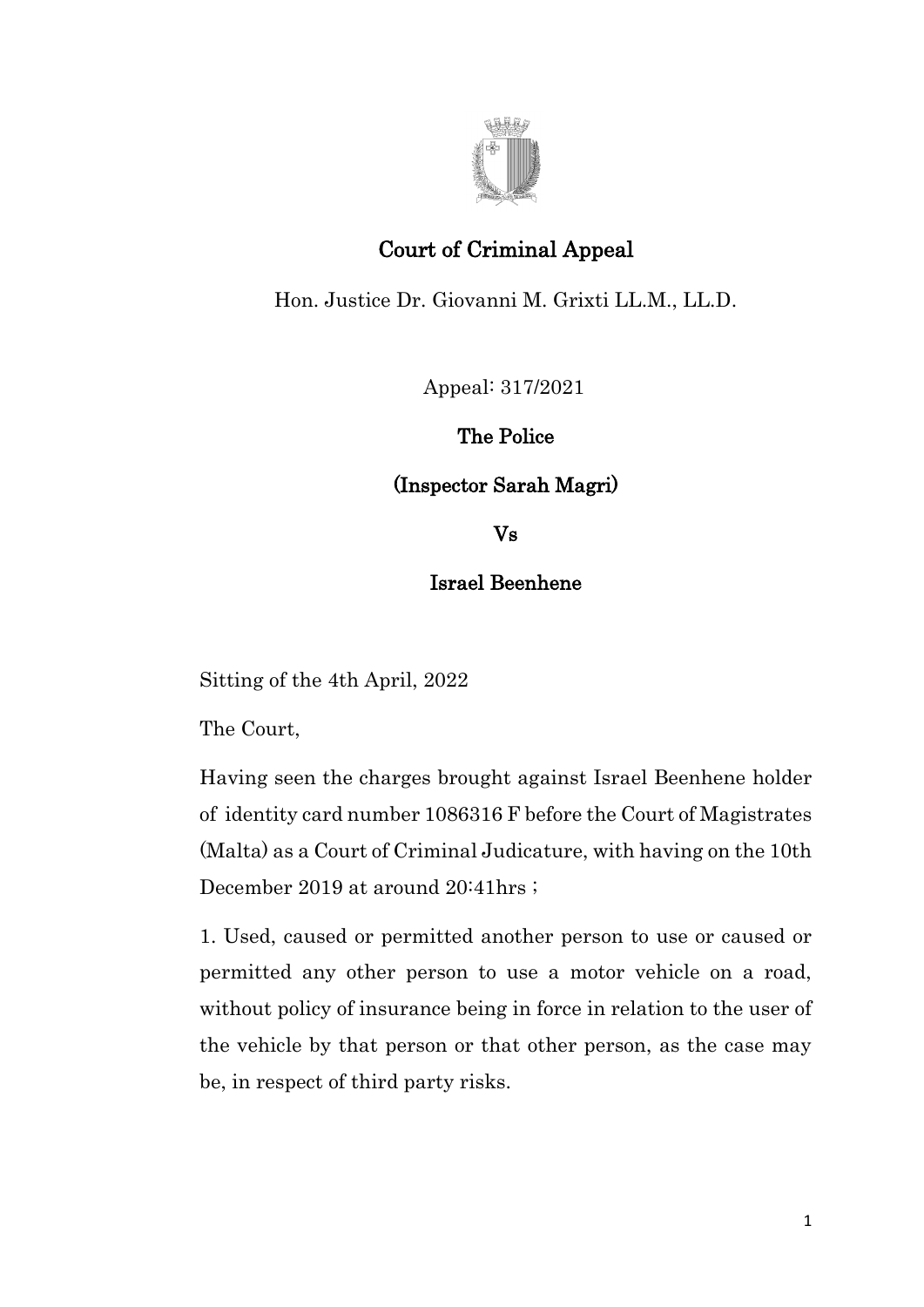# Court of Criminal Appeal

Hon. Justice Dr. Giovanni M. Grixti LL.M., LL.D.

Appeal: 317/2021

**The Police**

**(Inspector Sarah Magri)**

**Vs**

**Israel Beenhene**

Sitting of the 4th April, 2022

The Court,

Having seen the charges brought against Israel Beenhene holder of identity card number 1086316 F before the Court of Magistrates (Malta) as a Court of Criminal Judicature, with having on the 10th December 2019 at around 20:41hrs ;

1. Used, caused or permitted another person to use or caused or permitted any other person to use a motor vehicle on a road, without policy of insurance being in force in relation to the user of the vehicle by that person or that other person, as the case may be, in respect of third party risks.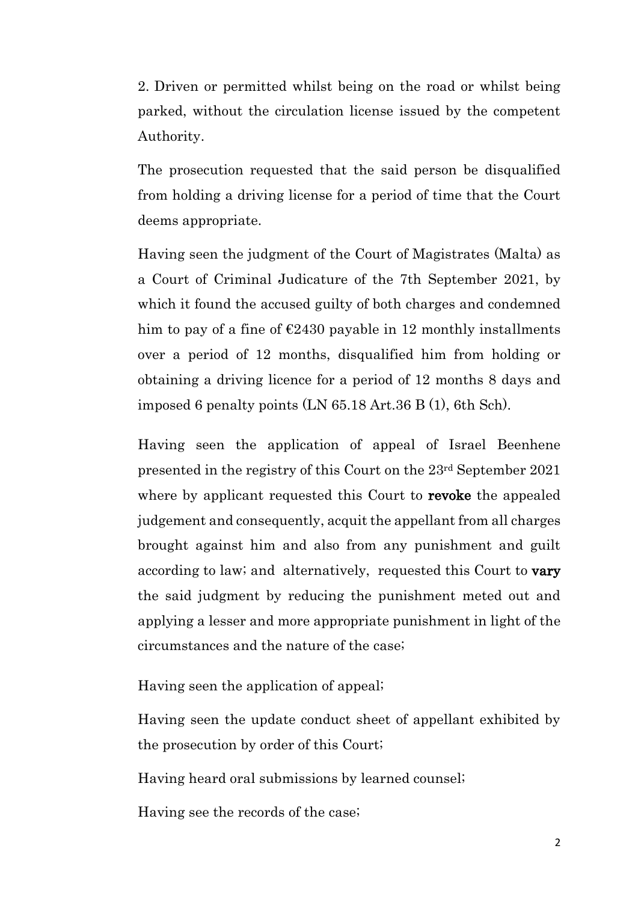2. Driven or permitted whilst being on the road or whilst being parked, without the circulation license issued by the competent Authority.

The prosecution requested that the said person be disqualified from holding a driving license for a period of time that the Court deems appropriate.

Having seen the judgment of the Court of Magistrates (Malta) as a Court of Criminal Judicature of the 7th September 2021, by which it found the accused guilty of both charges and condemned him to pay of a fine of €2430 payable in 12 monthly installments over a period of 12 months, disqualified him from holding or obtaining a driving licence for a period of 12 months 8 days and imposed 6 penalty points (LN 65.18 Art.36 B (1), 6th Sch).

Having seen the application of appeal of Israel Beenhene presented in the registry of this Court on the 23rd September 2021 where by applicant requested this Court to **revoke** the appealed judgement and consequently, acquit the appellant from all charges brought against him and also from any punishment and guilt according to law; and alternatively, requested this Court to **vary** the said judgment by reducing the punishment meted out and applying a lesser and more appropriate punishment in light of the circumstances and the nature of the case;

Having seen the application of appeal;

Having seen the update conduct sheet of appellant exhibited by the prosecution by order of this Court;

Having heard oral submissions by learned counsel;

Having see the records of the case;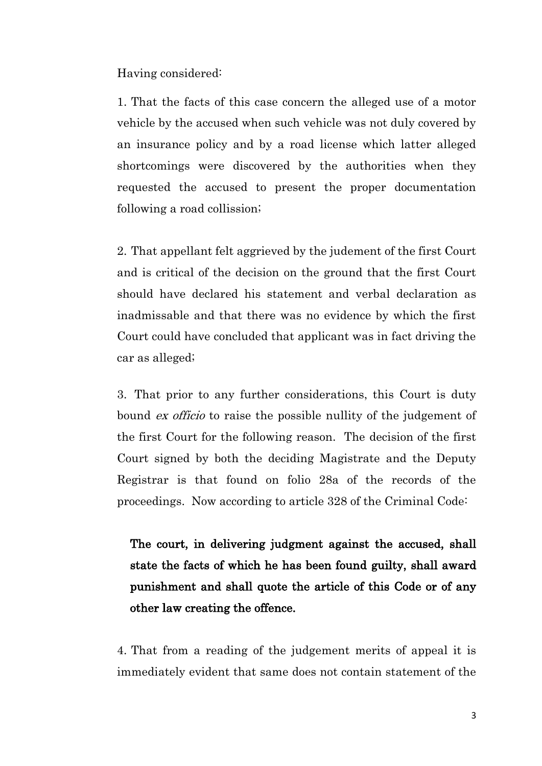Having considered:

1. That the facts of this case concern the alleged use of a motor vehicle by the accused when such vehicle was not duly covered by an insurance policy and by a road license which latter alleged shortcomings were discovered by the authorities when they requested the accused to present the proper documentation following a road collission;

2. That appellant felt aggrieved by the judement of the first Court and is critical of the decision on the ground that the first Court should have declared his statement and verbal declaration as inadmissable and that there was no evidence by which the first Court could have concluded that applicant was in fact driving the car as alleged;

3. That prior to any further considerations, this Court is duty bound *ex officio* to raise the possible nullity of the judgement of the first Court for the following reason. The decision of the first Court signed by both the deciding Magistrate and the Deputy Registrar is that found on folio 28a of the records of the proceedings. Now according to article 328 of the Criminal Code:

> **The court, in delivering judgment against the accused, shall state the facts of which he has been found guilty, shall award punishment and shall quote the article of this Code or of any other law creating the offence.**

4. That from a reading of the judgement merits of appeal it is immediately evident that same does not contain statement of the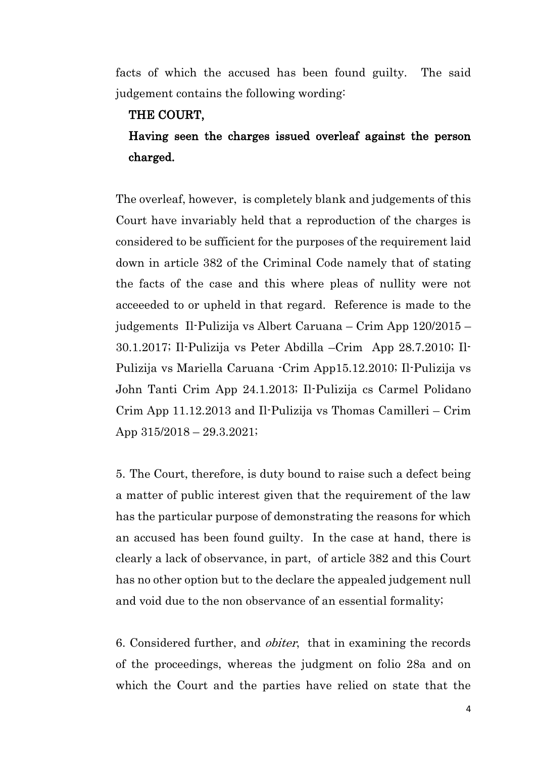facts of which the accused has been found guilty. The said judgement contains the following wording:

**THE COURT,**

**Having seen the charges issued overleaf against the person charged.**

The overleaf, however, is completely blank and judgements of this Court have invariably held that a reproduction of the charges is considered to be sufficient for the purposes of the requirement laid down in article 382 of the Criminal Code namely that of stating the facts of the case and this where pleas of nullity were not acceeeded to or upheld in that regard. Reference is made to the judgements Il-Pulizija vs Albert Caruana – Crim App 120/2015 – 30.1.2017; Il-Pulizija vs Peter Abdilla –Crim App 28.7.2010; Il-Pulizija vs Mariella Caruana -Crim App15.12.2010; Il-Pulizija vs John Tanti Crim App 24.1.2013; Il-Pulizija cs Carmel Polidano Crim App 11.12.2013 and Il-Pulizija vs Thomas Camilleri – Crim App 315/2018 – 29.3.2021;

5. The Court, therefore, is duty bound to raise such a defect being a matter of public interest given that the requirement of the law has the particular purpose of demonstrating the reasons for which an accused has been found guilty. In the case at hand, there is clearly a lack of observance, in part, of article 382 and this Court has no other option but to the declare the appealed judgement null and void due to the non observance of an essential formality;

6. Considered further, and *obiter*, that in examining the records of the proceedings, whereas the judgment on folio 28a and on which the Court and the parties have relied on state that the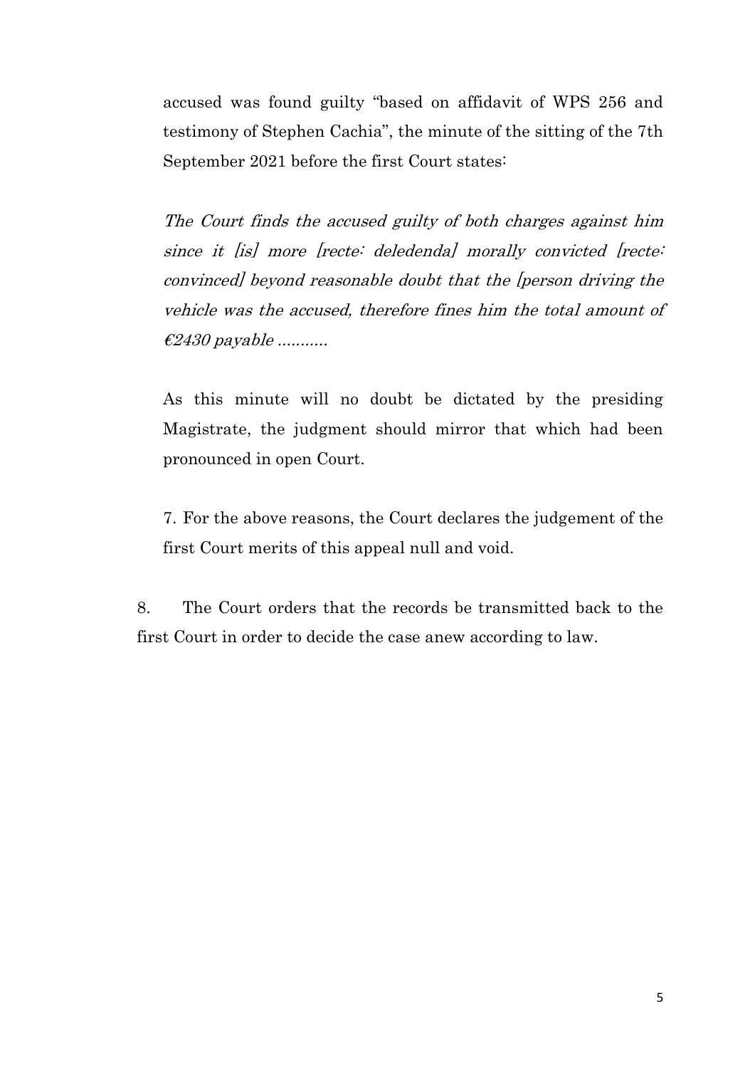accused was found guilty "based on affidavit of WPS 256 and testimony of Stephen Cachia", the minute of the sitting of the 7th September 2021 before the first Court states:

> *The Court finds the accused guilty of both charges against him since it [is] more [recte: deledenda] morally convicted [recte: convinced] beyond reasonable doubt that the [person driving the vehicle was the accused, therefore fines him the total amount of €2430 payable ...........*

As this minute will no doubt be dictated by the presiding Magistrate, the judgment should mirror that which had been pronounced in open Court.

7. For the above reasons, the Court declares the judgement of the first Court merits of this appeal null and void.

8. The Court orders that the records be transmitted back to the first Court in order to decide the case anew according to law.